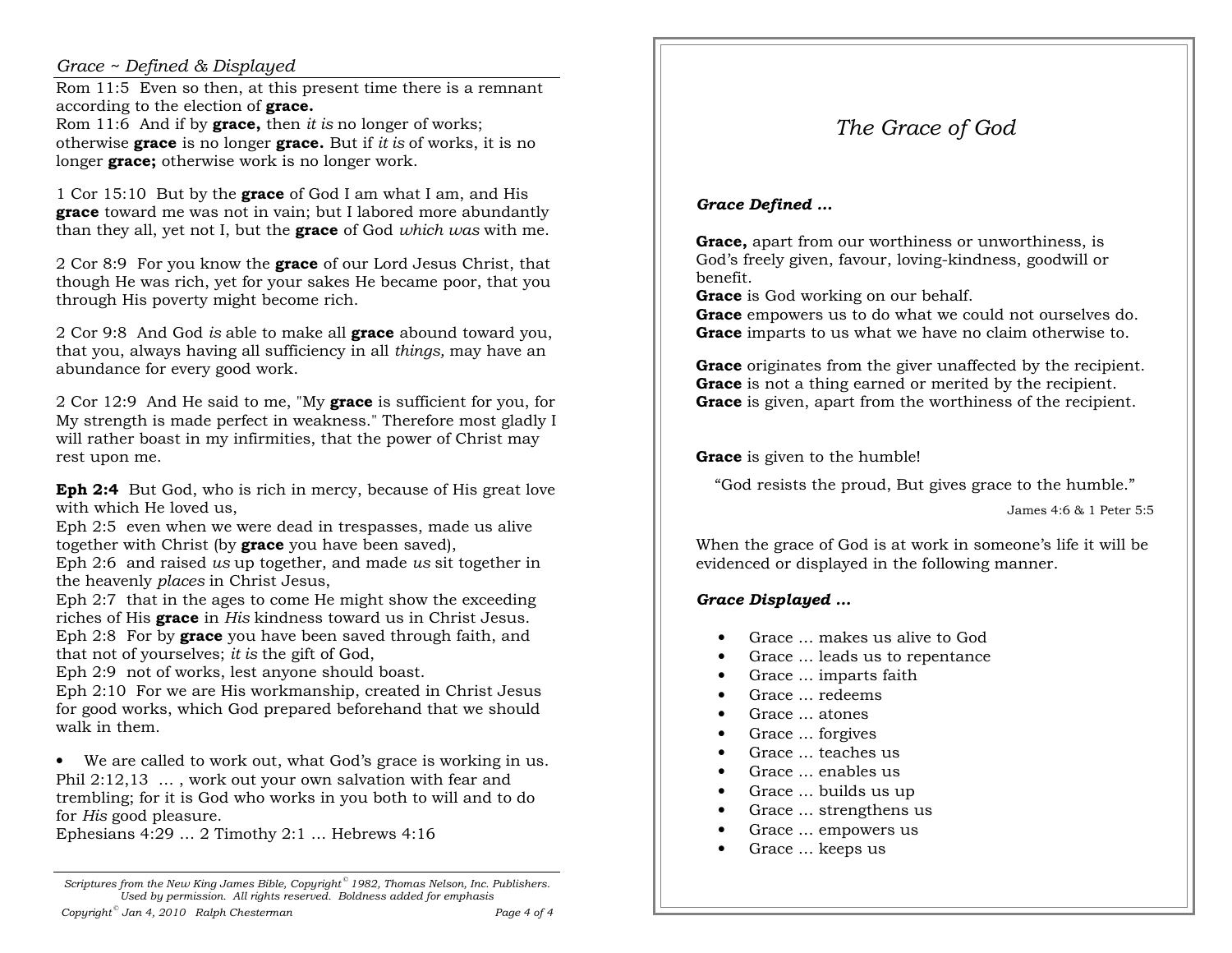*Grace ~ Defined & Displayed*

Rom 11:5 Even so then, at this present time there is a remnant according to the election of **grace.**
Rom 11:6 And if by **grace,** then *it is* no longer of works; otherwise **grace** is no longer **grace.** But if *it is* of works, it is no longer **grace;** otherwise work is no longer work.

1 Cor 15:10 But by the **grace** of God I am what I am, and His **grace** toward me was not in vain; but I labored more abundantly than they all, yet not I, but the **grace** of God *which was* with me.

2 Cor 8:9 For you know the **grace** of our Lord Jesus Christ, that though He was rich, yet for your sakes He became poor, that you through His poverty might become rich.

2 Cor 9:8 And God *is* able to make all **grace** abound toward you, that you, always having all sufficiency in all *things,* may have an abundance for every good work.

2 Cor 12:9 And He said to me, "My **grace** is sufficient for you, for My strength is made perfect in weakness." Therefore most gladly I will rather boast in my infirmities, that the power of Christ may rest upon me.

**Eph 2:4** But God, who is rich in mercy, because of His great love with which He loved us,
Eph 2:5 even when we were dead in trespasses, made us alive together with Christ (by **grace** you have been saved),
Eph 2:6 and raised *us* up together, and made *us* sit together in the heavenly *places* in Christ Jesus,
Eph 2:7 that in the ages to come He might show the exceeding riches of His **grace** in *His* kindness toward us in Christ Jesus.
Eph 2:8 For by **grace** you have been saved through faith, and that not of yourselves; *it is* the gift of God,
Eph 2:9 not of works, lest anyone should boast.
Eph 2:10 For we are His workmanship, created in Christ Jesus for good works, which God prepared beforehand that we should walk in them.

- We are called to work out, what God's grace is working in us.

Phil 2:12,13 … , work out your own salvation with fear and trembling; for it is God who works in you both to will and to do for *His* good pleasure.
Ephesians 4:29 … 2 Timothy 2:1 … Hebrews 4:16

*Scriptures from the New King James Bible, Copyright© 1982, Thomas Nelson, Inc. Publishers. Used by permission. All rights reserved. Boldness added for emphasis*

*Copyright© Jan 4, 2010 Ralph Chesterman*

# *The Grace of God*

### ***Grace Defined …***

**Grace,** apart from our worthiness or unworthiness, is God's freely given, favour, loving-kindness, goodwill or benefit.
**Grace** is God working on our behalf.
**Grace** empowers us to do what we could not ourselves do.
**Grace** imparts to us what we have no claim otherwise to.

**Grace** originates from the giver unaffected by the recipient.
**Grace** is not a thing earned or merited by the recipient.
**Grace** is given, apart from the worthiness of the recipient.

**Grace** is given to the humble!

"God resists the proud, But gives grace to the humble."

James 4:6 & 1 Peter 5:5

When the grace of God is at work in someone's life it will be evidenced or displayed in the following manner.

### ***Grace Displayed …***

- Grace … makes us alive to God
- Grace … leads us to repentance
- Grace … imparts faith
- Grace … redeems
- Grace … atones
- Grace … forgives
- Grace … teaches us
- Grace … enables us
- Grace … builds us up
- Grace … strengthens us
- Grace … empowers us
- Grace … keeps us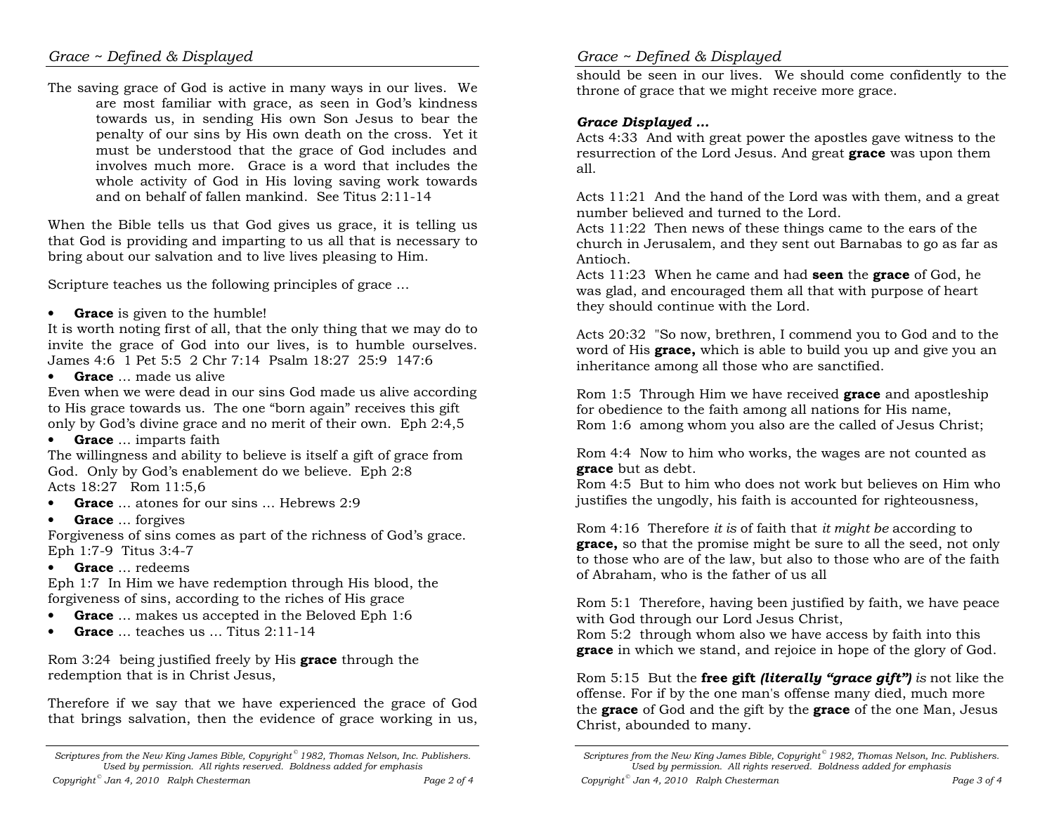The saving grace of God is active in many ways in our lives. We are most familiar with grace, as seen in God's kindness towards us, in sending His own Son Jesus to bear the penalty of our sins by His own death on the cross. Yet it must be understood that the grace of God includes and involves much more. Grace is a word that includes the whole activity of God in His loving saving work towards and on behalf of fallen mankind. See Titus 2:11-14

When the Bible tells us that God gives us grace, it is telling us that God is providing and imparting to us all that is necessary to bring about our salvation and to live lives pleasing to Him.

Scripture teaches us the following principles of grace …

- **Grace** is given to the humble!

It is worth noting first of all, that the only thing that we may do to invite the grace of God into our lives, is to humble ourselves. James 4:6 1 Pet 5:5 2 Chr 7:14 Psalm 18:27 25:9 147:6

- **Grace** … made us alive

Even when we were dead in our sins God made us alive according to His grace towards us. The one "born again" receives this gift only by God's divine grace and no merit of their own. Eph 2:4,5

- **Grace** … imparts faith

The willingness and ability to believe is itself a gift of grace from God. Only by God's enablement do we believe. Eph 2:8 Acts 18:27 Rom 11:5,6

- **Grace** … atones for our sins … Hebrews 2:9
- **Grace** … forgives

Forgiveness of sins comes as part of the richness of God's grace. Eph 1:7-9 Titus 3:4-7

- **Grace** … redeems

Eph 1:7 In Him we have redemption through His blood, the forgiveness of sins, according to the riches of His grace

- **Grace** … makes us accepted in the Beloved Eph 1:6
- **Grace** … teaches us … Titus 2:11-14

Rom 3:24 being justified freely by His **grace** through the redemption that is in Christ Jesus,

Therefore if we say that we have experienced the grace of God that brings salvation, then the evidence of grace working in us, should be seen in our lives. We should come confidently to the throne of grace that we might receive more grace.

***Grace Displayed …***

Acts 4:33 And with great power the apostles gave witness to the resurrection of the Lord Jesus. And great **grace** was upon them all.

Acts 11:21 And the hand of the Lord was with them, and a great number believed and turned to the Lord.
Acts 11:22 Then news of these things came to the ears of the church in Jerusalem, and they sent out Barnabas to go as far as Antioch.
Acts 11:23 When he came and had **seen** the **grace** of God, he was glad, and encouraged them all that with purpose of heart they should continue with the Lord.

Acts 20:32 "So now, brethren, I commend you to God and to the word of His **grace,** which is able to build you up and give you an inheritance among all those who are sanctified.

Rom 1:5 Through Him we have received **grace** and apostleship for obedience to the faith among all nations for His name,
Rom 1:6 among whom you also are the called of Jesus Christ;

Rom 4:4 Now to him who works, the wages are not counted as **grace** but as debt.
Rom 4:5 But to him who does not work but believes on Him who justifies the ungodly, his faith is accounted for righteousness,

Rom 4:16 Therefore *it is* of faith that *it might be* according to **grace,** so that the promise might be sure to all the seed, not only to those who are of the law, but also to those who are of the faith of Abraham, who is the father of us all

Rom 5:1 Therefore, having been justified by faith, we have peace with God through our Lord Jesus Christ,
Rom 5:2 through whom also we have access by faith into this **grace** in which we stand, and rejoice in hope of the glory of God.

Rom 5:15 But the **free gift *(literally "grace gift")*** *is* not like the offense. For if by the one man's offense many died, much more the **grace** of God and the gift by the **grace** of the one Man, Jesus Christ, abounded to many.

*Scriptures from the New King James Bible, Copyright© 1982, Thomas Nelson, Inc. Publishers. Used by permission. All rights reserved. Boldness added for emphasis*